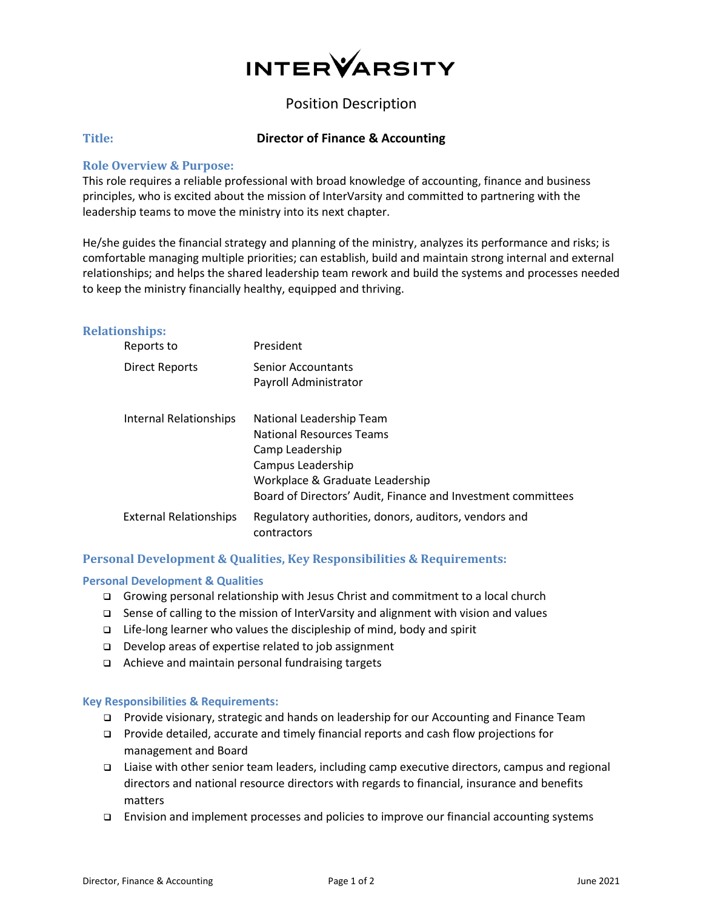# INTERVARSITY

## Position Description

**Title:** **Director of Finance & Accounting**

### Role Overview & Purpose:

This role requires a reliable professional with broad knowledge of accounting, finance and business principles, who is excited about the mission of InterVarsity and committed to partnering with the leadership teams to move the ministry into its next chapter.

He/she guides the financial strategy and planning of the ministry, analyzes its performance and risks; is comfortable managing multiple priorities; can establish, build and maintain strong internal and external relationships; and helps the shared leadership team rework and build the systems and processes needed to keep the ministry financially healthy, equipped and thriving.

### Relationships:

| | |
|---|---|
| Reports to | President |
| Direct Reports | Senior Accountants<br>Payroll Administrator |
| Internal Relationships | National Leadership Team<br>National Resources Teams<br>Camp Leadership<br>Campus Leadership<br>Workplace & Graduate Leadership<br>Board of Directors' Audit, Finance and Investment committees |
| External Relationships | Regulatory authorities, donors, auditors, vendors and contractors |

### Personal Development & Qualities, Key Responsibilities & Requirements:

#### Personal Development & Qualities

- Growing personal relationship with Jesus Christ and commitment to a local church
- Sense of calling to the mission of InterVarsity and alignment with vision and values
- Life-long learner who values the discipleship of mind, body and spirit
- Develop areas of expertise related to job assignment
- Achieve and maintain personal fundraising targets

#### Key Responsibilities & Requirements:

- Provide visionary, strategic and hands on leadership for our Accounting and Finance Team
- Provide detailed, accurate and timely financial reports and cash flow projections for management and Board
- Liaise with other senior team leaders, including camp executive directors, campus and regional directors and national resource directors with regards to financial, insurance and benefits matters
- Envision and implement processes and policies to improve our financial accounting systems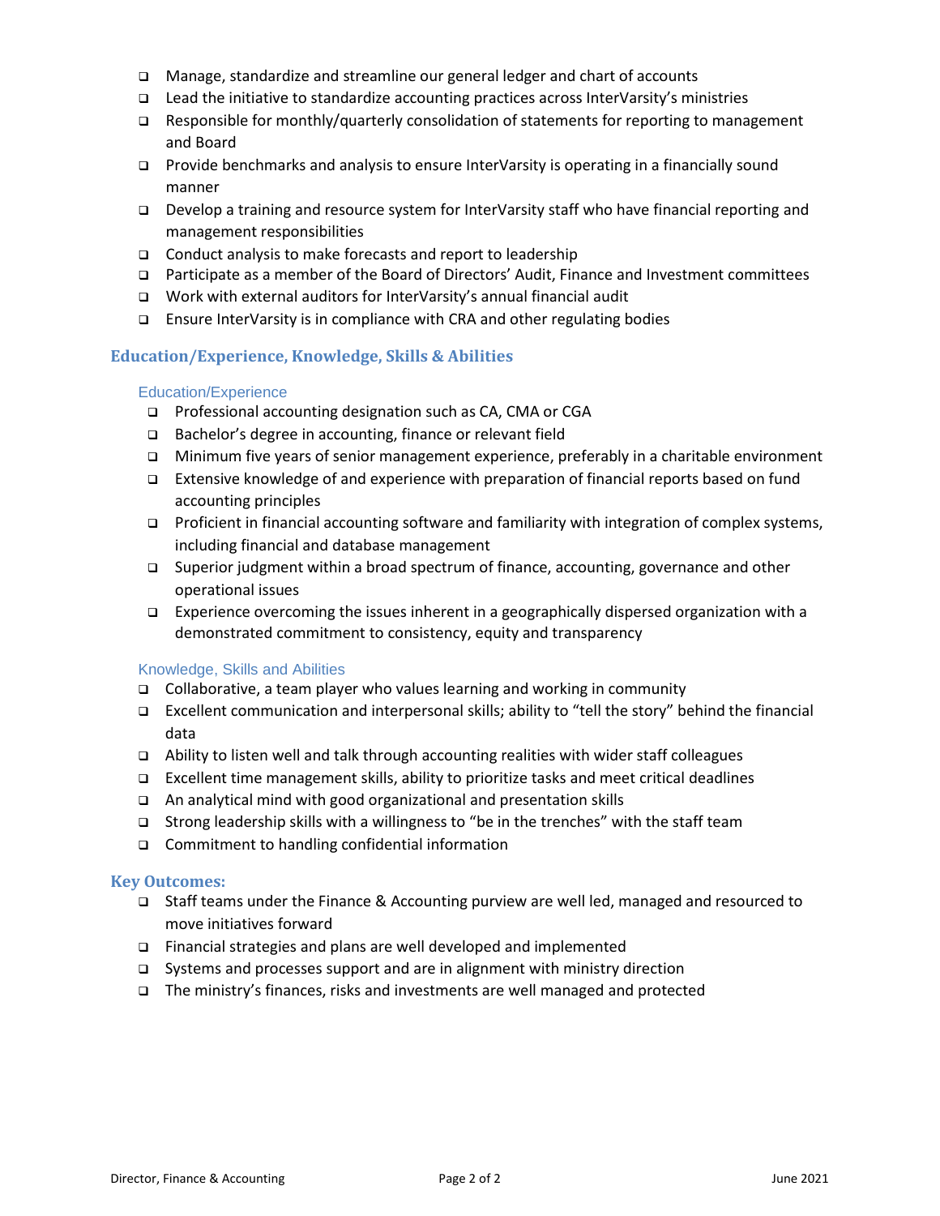- Manage, standardize and streamline our general ledger and chart of accounts
- Lead the initiative to standardize accounting practices across InterVarsity's ministries
- Responsible for monthly/quarterly consolidation of statements for reporting to management and Board
- Provide benchmarks and analysis to ensure InterVarsity is operating in a financially sound manner
- Develop a training and resource system for InterVarsity staff who have financial reporting and management responsibilities
- Conduct analysis to make forecasts and report to leadership
- Participate as a member of the Board of Directors' Audit, Finance and Investment committees
- Work with external auditors for InterVarsity's annual financial audit
- Ensure InterVarsity is in compliance with CRA and other regulating bodies

## Education/Experience, Knowledge, Skills & Abilities

### Education/Experience

- Professional accounting designation such as CA, CMA or CGA
- Bachelor's degree in accounting, finance or relevant field
- Minimum five years of senior management experience, preferably in a charitable environment
- Extensive knowledge of and experience with preparation of financial reports based on fund accounting principles
- Proficient in financial accounting software and familiarity with integration of complex systems, including financial and database management
- Superior judgment within a broad spectrum of finance, accounting, governance and other operational issues
- Experience overcoming the issues inherent in a geographically dispersed organization with a demonstrated commitment to consistency, equity and transparency

### Knowledge, Skills and Abilities

- Collaborative, a team player who values learning and working in community
- Excellent communication and interpersonal skills; ability to "tell the story" behind the financial data
- Ability to listen well and talk through accounting realities with wider staff colleagues
- Excellent time management skills, ability to prioritize tasks and meet critical deadlines
- An analytical mind with good organizational and presentation skills
- Strong leadership skills with a willingness to "be in the trenches" with the staff team
- Commitment to handling confidential information

## Key Outcomes:

- Staff teams under the Finance & Accounting purview are well led, managed and resourced to move initiatives forward
- Financial strategies and plans are well developed and implemented
- Systems and processes support and are in alignment with ministry direction
- The ministry's finances, risks and investments are well managed and protected